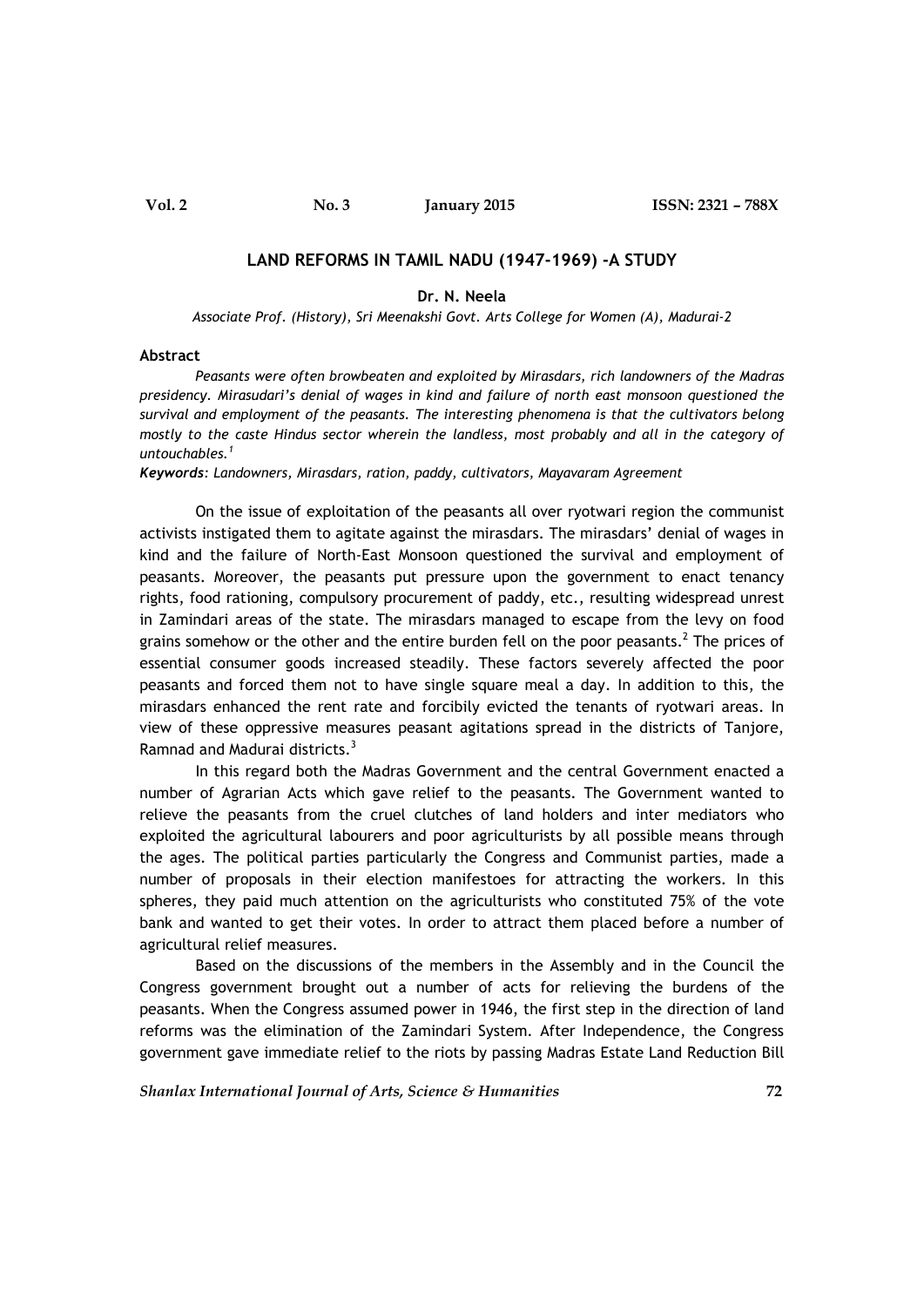# LAND REFORMS IN TAMIL NADU (1947-1969) -A STUDY

**Dr. N. Neela**

*Associate Prof. (History), Sri Meenakshi Govt. Arts College for Women (A), Madurai-2*

## Abstract

*Peasants were often browbeaten and exploited by Mirasdars, rich landowners of the Madras presidency. Mirasudari's denial of wages in kind and failure of north east monsoon questioned the survival and employment of the peasants. The interesting phenomena is that the cultivators belong mostly to the caste Hindus sector wherein the landless, most probably and all in the category of untouchables.*[1]

***Keywords**: Landowners, Mirasdars, ration, paddy, cultivators, Mayavaram Agreement*

On the issue of exploitation of the peasants all over ryotwari region the communist activists instigated them to agitate against the mirasdars. The mirasdars' denial of wages in kind and the failure of North-East Monsoon questioned the survival and employment of peasants. Moreover, the peasants put pressure upon the government to enact tenancy rights, food rationing, compulsory procurement of paddy, etc., resulting widespread unrest in Zamindari areas of the state. The mirasdars managed to escape from the levy on food grains somehow or the other and the entire burden fell on the poor peasants.[2] The prices of essential consumer goods increased steadily. These factors severely affected the poor peasants and forced them not to have single square meal a day. In addition to this, the mirasdars enhanced the rent rate and forcibily evicted the tenants of ryotwari areas. In view of these oppressive measures peasant agitations spread in the districts of Tanjore, Ramnad and Madurai districts.[3]

In this regard both the Madras Government and the central Government enacted a number of Agrarian Acts which gave relief to the peasants. The Government wanted to relieve the peasants from the cruel clutches of land holders and inter mediators who exploited the agricultural labourers and poor agriculturists by all possible means through the ages. The political parties particularly the Congress and Communist parties, made a number of proposals in their election manifestoes for attracting the workers. In this spheres, they paid much attention on the agriculturists who constituted 75% of the vote bank and wanted to get their votes. In order to attract them placed before a number of agricultural relief measures.

Based on the discussions of the members in the Assembly and in the Council the Congress government brought out a number of acts for relieving the burdens of the peasants. When the Congress assumed power in 1946, the first step in the direction of land reforms was the elimination of the Zamindari System. After Independence, the Congress government gave immediate relief to the riots by passing Madras Estate Land Reduction Bill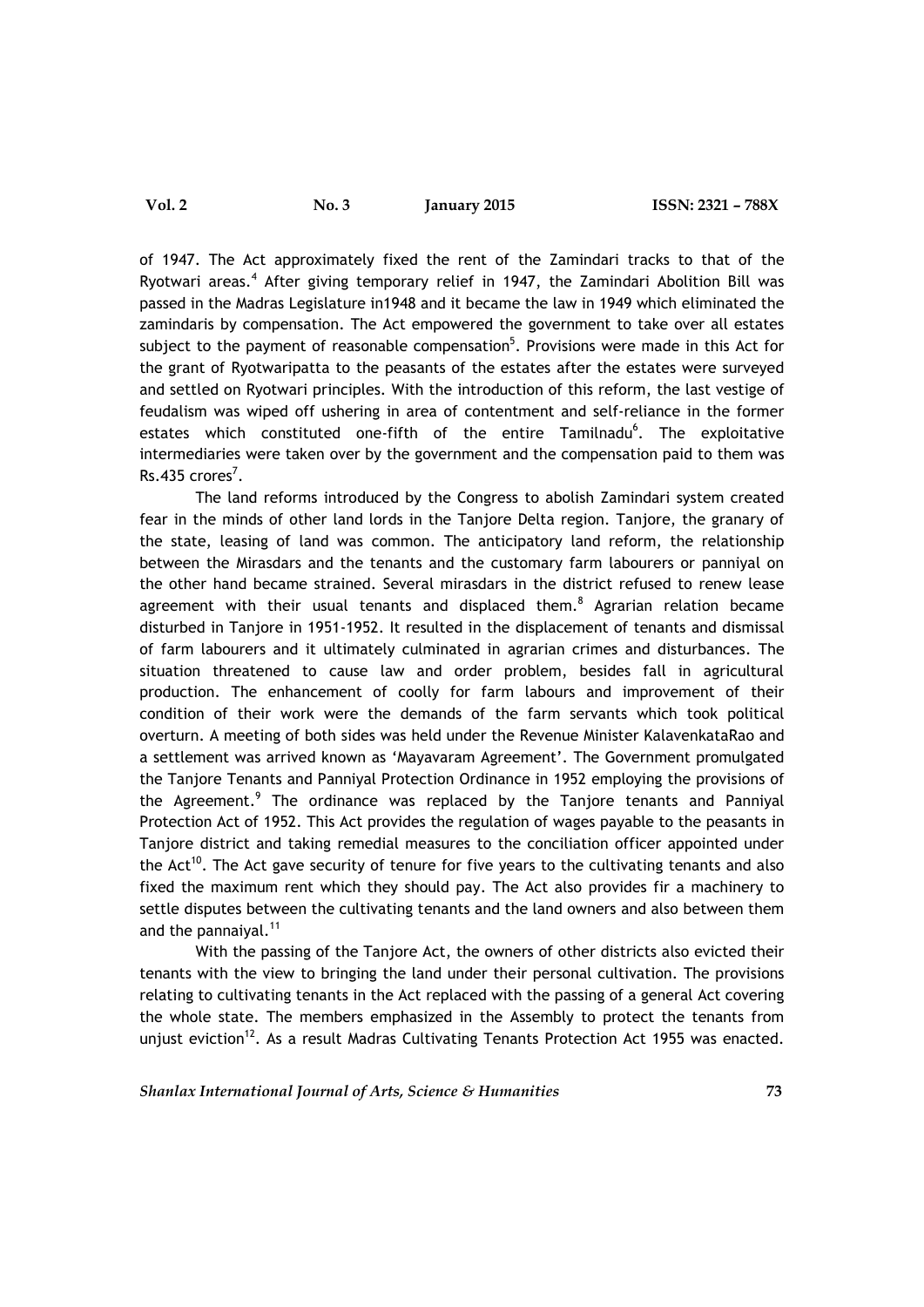of 1947. The Act approximately fixed the rent of the Zamindari tracks to that of the Ryotwari areas.[4] After giving temporary relief in 1947, the Zamindari Abolition Bill was passed in the Madras Legislature in1948 and it became the law in 1949 which eliminated the zamindaris by compensation. The Act empowered the government to take over all estates subject to the payment of reasonable compensation[5]. Provisions were made in this Act for the grant of Ryotwaripatta to the peasants of the estates after the estates were surveyed and settled on Ryotwari principles. With the introduction of this reform, the last vestige of feudalism was wiped off ushering in area of contentment and self-reliance in the former estates which constituted one-fifth of the entire Tamilnadu[6]. The exploitative intermediaries were taken over by the government and the compensation paid to them was Rs.435 crores[7].

The land reforms introduced by the Congress to abolish Zamindari system created fear in the minds of other land lords in the Tanjore Delta region. Tanjore, the granary of the state, leasing of land was common. The anticipatory land reform, the relationship between the Mirasdars and the tenants and the customary farm labourers or panniyal on the other hand became strained. Several mirasdars in the district refused to renew lease agreement with their usual tenants and displaced them.[8] Agrarian relation became disturbed in Tanjore in 1951-1952. It resulted in the displacement of tenants and dismissal of farm labourers and it ultimately culminated in agrarian crimes and disturbances. The situation threatened to cause law and order problem, besides fall in agricultural production. The enhancement of coolly for farm labours and improvement of their condition of their work were the demands of the farm servants which took political overturn. A meeting of both sides was held under the Revenue Minister KalavenkataRao and a settlement was arrived known as 'Mayavaram Agreement'. The Government promulgated the Tanjore Tenants and Panniyal Protection Ordinance in 1952 employing the provisions of the Agreement.[9] The ordinance was replaced by the Tanjore tenants and Panniyal Protection Act of 1952. This Act provides the regulation of wages payable to the peasants in Tanjore district and taking remedial measures to the conciliation officer appointed under the Act[10]. The Act gave security of tenure for five years to the cultivating tenants and also fixed the maximum rent which they should pay. The Act also provides fir a machinery to settle disputes between the cultivating tenants and the land owners and also between them and the pannaiyal.[11]

With the passing of the Tanjore Act, the owners of other districts also evicted their tenants with the view to bringing the land under their personal cultivation. The provisions relating to cultivating tenants in the Act replaced with the passing of a general Act covering the whole state. The members emphasized in the Assembly to protect the tenants from unjust eviction[12]. As a result Madras Cultivating Tenants Protection Act 1955 was enacted.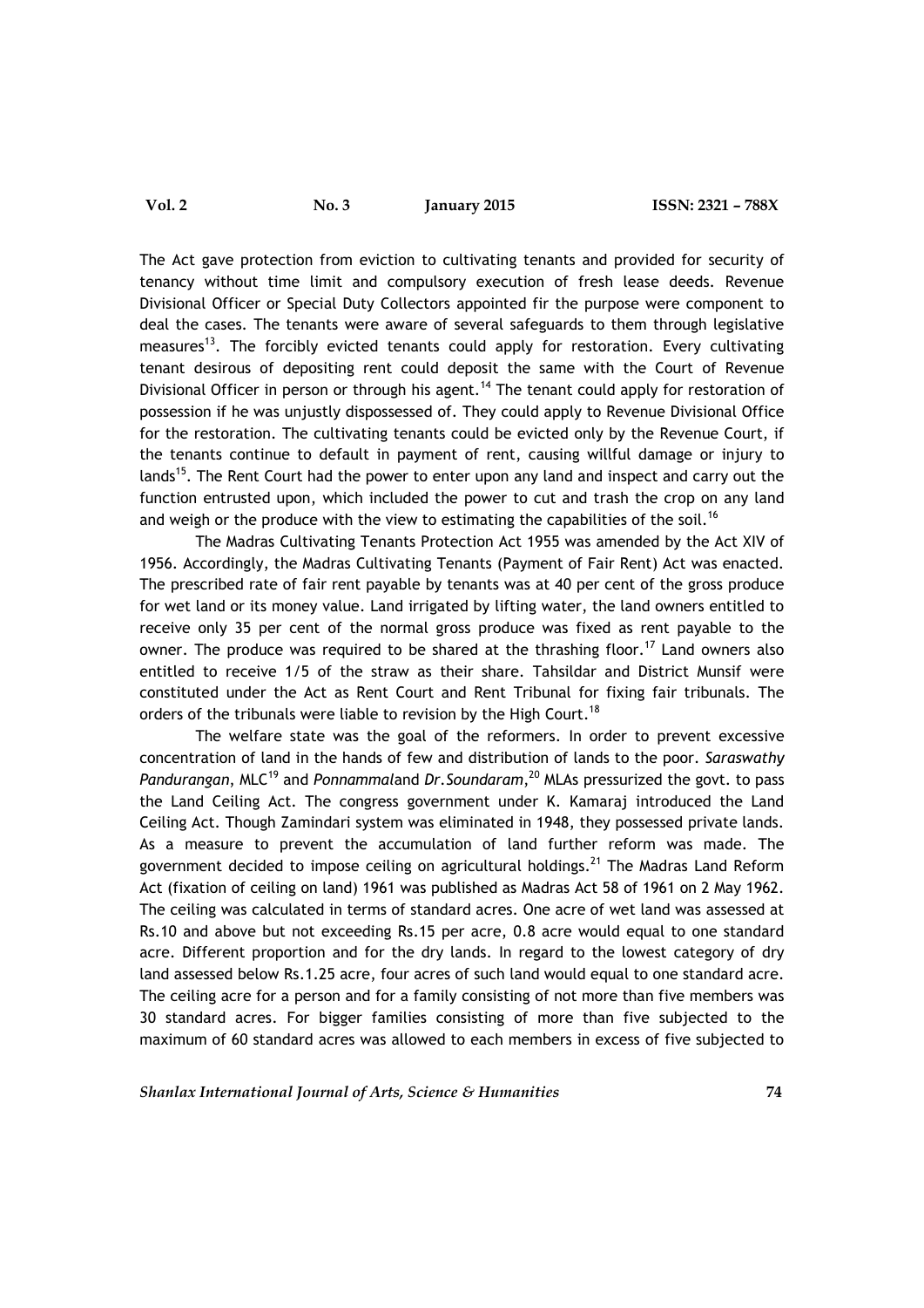The Act gave protection from eviction to cultivating tenants and provided for security of tenancy without time limit and compulsory execution of fresh lease deeds. Revenue Divisional Officer or Special Duty Collectors appointed fir the purpose were component to deal the cases. The tenants were aware of several safeguards to them through legislative measures[13]. The forcibly evicted tenants could apply for restoration. Every cultivating tenant desirous of depositing rent could deposit the same with the Court of Revenue Divisional Officer in person or through his agent.[14] The tenant could apply for restoration of possession if he was unjustly dispossessed of. They could apply to Revenue Divisional Office for the restoration. The cultivating tenants could be evicted only by the Revenue Court, if the tenants continue to default in payment of rent, causing willful damage or injury to lands[15]. The Rent Court had the power to enter upon any land and inspect and carry out the function entrusted upon, which included the power to cut and trash the crop on any land and weigh or the produce with the view to estimating the capabilities of the soil.[16]

The Madras Cultivating Tenants Protection Act 1955 was amended by the Act XIV of 1956. Accordingly, the Madras Cultivating Tenants (Payment of Fair Rent) Act was enacted. The prescribed rate of fair rent payable by tenants was at 40 per cent of the gross produce for wet land or its money value. Land irrigated by lifting water, the land owners entitled to receive only 35 per cent of the normal gross produce was fixed as rent payable to the owner. The produce was required to be shared at the thrashing floor.[17] Land owners also entitled to receive 1/5 of the straw as their share. Tahsildar and District Munsif were constituted under the Act as Rent Court and Rent Tribunal for fixing fair tribunals. The orders of the tribunals were liable to revision by the High Court.[18]

The welfare state was the goal of the reformers. In order to prevent excessive concentration of land in the hands of few and distribution of lands to the poor. *Saraswathy Pandurangan*, MLC[19] and *Ponnammal*and *Dr.Soundaram*,[20] MLAs pressurized the govt. to pass the Land Ceiling Act. The congress government under K. Kamaraj introduced the Land Ceiling Act. Though Zamindari system was eliminated in 1948, they possessed private lands. As a measure to prevent the accumulation of land further reform was made. The government decided to impose ceiling on agricultural holdings.[21] The Madras Land Reform Act (fixation of ceiling on land) 1961 was published as Madras Act 58 of 1961 on 2 May 1962. The ceiling was calculated in terms of standard acres. One acre of wet land was assessed at Rs.10 and above but not exceeding Rs.15 per acre, 0.8 acre would equal to one standard acre. Different proportion and for the dry lands. In regard to the lowest category of dry land assessed below Rs.1.25 acre, four acres of such land would equal to one standard acre. The ceiling acre for a person and for a family consisting of not more than five members was 30 standard acres. For bigger families consisting of more than five subjected to the maximum of 60 standard acres was allowed to each members in excess of five subjected to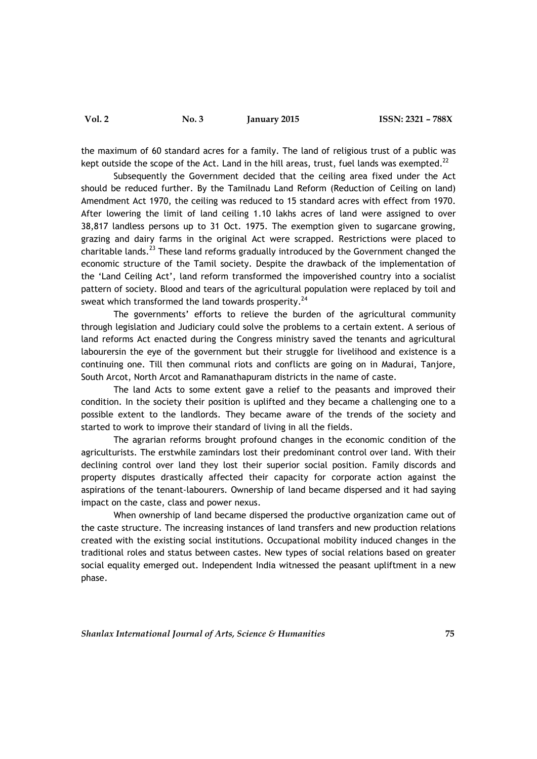the maximum of 60 standard acres for a family. The land of religious trust of a public was kept outside the scope of the Act. Land in the hill areas, trust, fuel lands was exempted.[22]

Subsequently the Government decided that the ceiling area fixed under the Act should be reduced further. By the Tamilnadu Land Reform (Reduction of Ceiling on land) Amendment Act 1970, the ceiling was reduced to 15 standard acres with effect from 1970. After lowering the limit of land ceiling 1.10 lakhs acres of land were assigned to over 38,817 landless persons up to 31 Oct. 1975. The exemption given to sugarcane growing, grazing and dairy farms in the original Act were scrapped. Restrictions were placed to charitable lands.[23] These land reforms gradually introduced by the Government changed the economic structure of the Tamil society. Despite the drawback of the implementation of the 'Land Ceiling Act', land reform transformed the impoverished country into a socialist pattern of society. Blood and tears of the agricultural population were replaced by toil and sweat which transformed the land towards prosperity.[24]

The governments' efforts to relieve the burden of the agricultural community through legislation and Judiciary could solve the problems to a certain extent. A serious of land reforms Act enacted during the Congress ministry saved the tenants and agricultural laboursin the eye of the government but their struggle for livelihood and existence is a continuing one. Till then communal riots and conflicts are going on in Madurai, Tanjore, South Arcot, North Arcot and Ramanathapuram districts in the name of caste.

The land Acts to some extent gave a relief to the peasants and improved their condition. In the society their position is uplifted and they became a challenging one to a possible extent to the landlords. They became aware of the trends of the society and started to work to improve their standard of living in all the fields.

The agrarian reforms brought profound changes in the economic condition of the agriculturists. The erstwhile zamindars lost their predominant control over land. With their declining control over land they lost their superior social position. Family discords and property disputes drastically affected their capacity for corporate action against the aspirations of the tenant-labourers. Ownership of land became dispersed and it had saying impact on the caste, class and power nexus.

When ownership of land became dispersed the productive organization came out of the caste structure. The increasing instances of land transfers and new production relations created with the existing social institutions. Occupational mobility induced changes in the traditional roles and status between castes. New types of social relations based on greater social equality emerged out. Independent India witnessed the peasant upliftment in a new phase.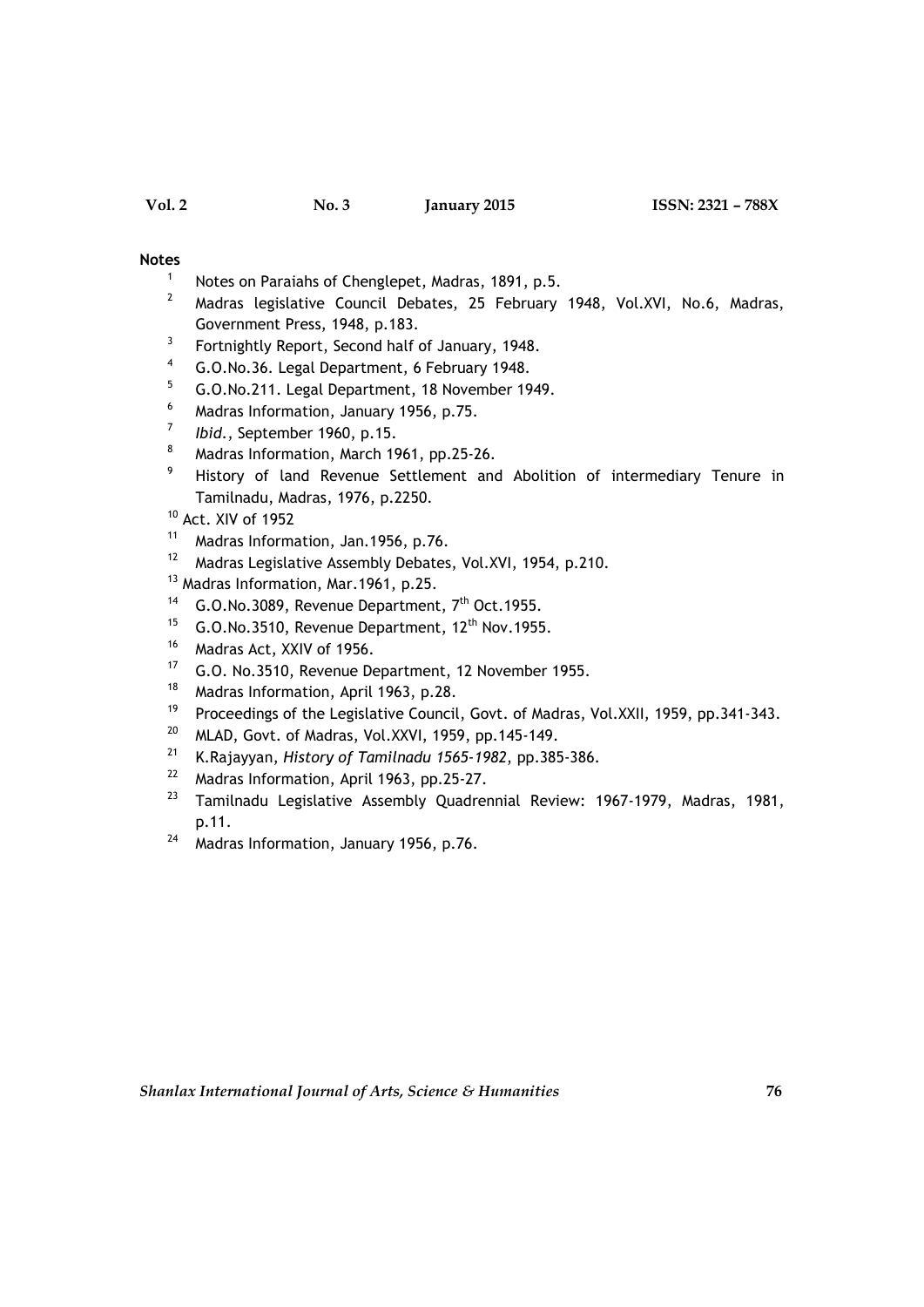**Notes**

1. Notes on Paraiahs of Chenglepet, Madras, 1891, p.5.
2. Madras legislative Council Debates, 25 February 1948, Vol.XVI, No.6, Madras, Government Press, 1948, p.183.
3. Fortnightly Report, Second half of January, 1948.
4. G.O.No.36. Legal Department, 6 February 1948.
5. G.O.No.211. Legal Department, 18 November 1949.
6. Madras Information, January 1956, p.75.
7. *Ibid.*, September 1960, p.15.
8. Madras Information, March 1961, pp.25-26.
9. History of land Revenue Settlement and Abolition of intermediary Tenure in Tamilnadu, Madras, 1976, p.2250.
10. Act. XIV of 1952
11. Madras Information, Jan.1956, p.76.
12. Madras Legislative Assembly Debates, Vol.XVI, 1954, p.210.
13. Madras Information, Mar.1961, p.25.
14. G.O.No.3089, Revenue Department, 7th Oct.1955.
15. G.O.No.3510, Revenue Department, 12th Nov.1955.
16. Madras Act, XXIV of 1956.
17. G.O. No.3510, Revenue Department, 12 November 1955.
18. Madras Information, April 1963, p.28.
19. Proceedings of the Legislative Council, Govt. of Madras, Vol.XXII, 1959, pp.341-343.
20. MLAD, Govt. of Madras, Vol.XXVI, 1959, pp.145-149.
21. K.Rajayyan, *History of Tamilnadu 1565-1982*, pp.385-386.
22. Madras Information, April 1963, pp.25-27.
23. Tamilnadu Legislative Assembly Quadrennial Review: 1967-1979, Madras, 1981, p.11.
24. Madras Information, January 1956, p.76.